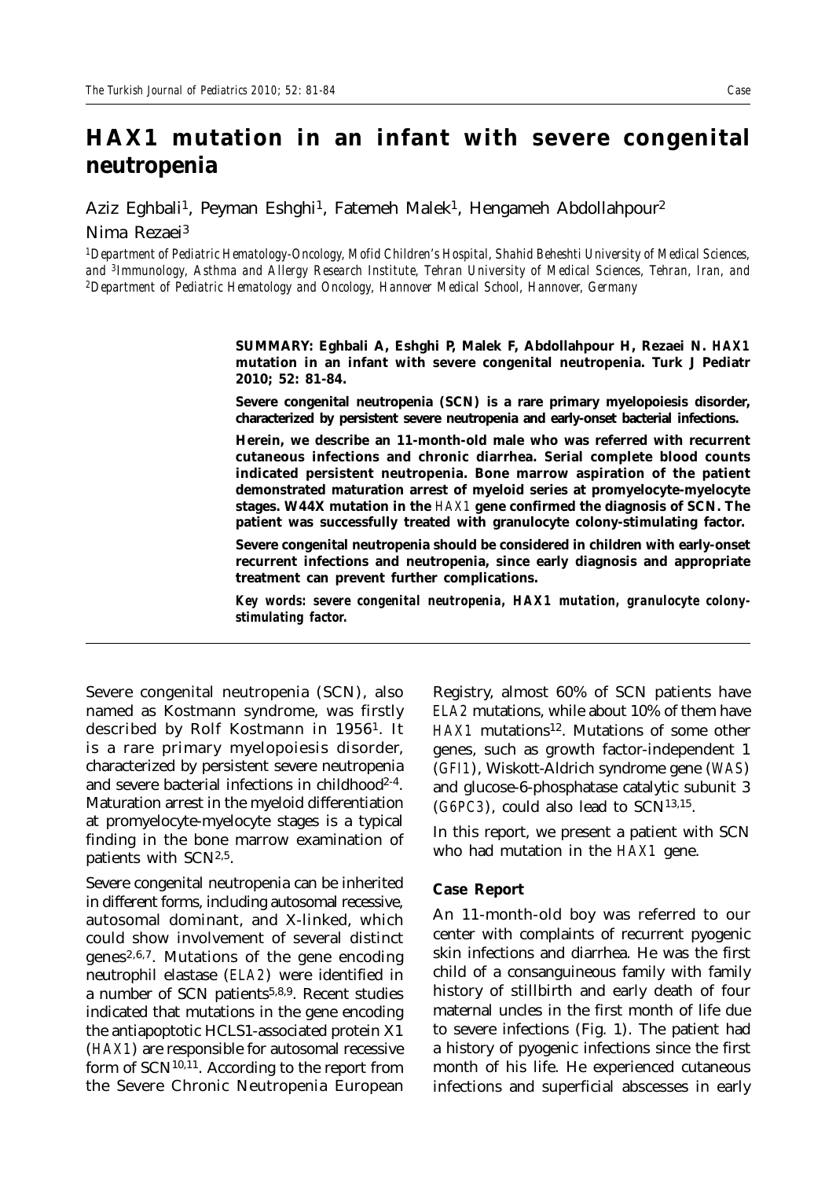# HAX1 mutation in an infant with severe congenital neutropenia

Aziz Eghbali[1], Peyman Eshghi[1], Fatemeh Malek[1], Hengameh Abdollahpour[2]
Nima Rezaei[3]

[1]*Department of Pediatric Hematology-Oncology, Mofid Children's Hospital, Shahid Beheshti University of Medical Sciences, and* [3]*Immunology, Asthma and Allergy Research Institute, Tehran University of Medical Sciences, Tehran, Iran, and* [2]*Department of Pediatric Hematology and Oncology, Hannover Medical School, Hannover, Germany*

**SUMMARY: Eghbali A, Eshghi P, Malek F, Abdollahpour H, Rezaei N. *HAX1* mutation in an infant with severe congenital neutropenia. Turk J Pediatr 2010; 52: 81-84.**

**Severe congenital neutropenia (SCN) is a rare primary myelopoiesis disorder, characterized by persistent severe neutropenia and early-onset bacterial infections.**

**Herein, we describe an 11-month-old male who was referred with recurrent cutaneous infections and chronic diarrhea. Serial complete blood counts indicated persistent neutropenia. Bone marrow aspiration of the patient demonstrated maturation arrest of myeloid series at promyelocyte-myelocyte stages. W44X mutation in the *HAX1* gene confirmed the diagnosis of SCN. The patient was successfully treated with granulocyte colony-stimulating factor.**

**Severe congenital neutropenia should be considered in children with early-onset recurrent infections and neutropenia, since early diagnosis and appropriate treatment can prevent further complications.**

***Key words: severe congenital neutropenia, HAX1 mutation, granulocyte colony-stimulating factor.***

Severe congenital neutropenia (SCN), also named as Kostmann syndrome, was firstly described by Rolf Kostmann in 1956[1]. It is a rare primary myelopoiesis disorder, characterized by persistent severe neutropenia and severe bacterial infections in childhood[2-4]. Maturation arrest in the myeloid differentiation at promyelocyte-myelocyte stages is a typical finding in the bone marrow examination of patients with SCN[2,5].

Severe congenital neutropenia can be inherited in different forms, including autosomal recessive, autosomal dominant, and X-linked, which could show involvement of several distinct genes[2,6,7]. Mutations of the gene encoding neutrophil elastase (*ELA2*) were identified in a number of SCN patients[5,8,9]. Recent studies indicated that mutations in the gene encoding the antiapoptotic HCLS1-associated protein X1 (*HAX1*) are responsible for autosomal recessive form of SCN[10,11]. According to the report from the Severe Chronic Neutropenia European Registry, almost 60% of SCN patients have *ELA2* mutations, while about 10% of them have *HAX1* mutations[12]. Mutations of some other genes, such as growth factor-independent 1 (*GFI1*), Wiskott-Aldrich syndrome gene (*WAS*) and glucose-6-phosphatase catalytic subunit 3 (*G6PC3*), could also lead to SCN[13,15].

In this report, we present a patient with SCN who had mutation in the *HAX1* gene.

## Case Report

An 11-month-old boy was referred to our center with complaints of recurrent pyogenic skin infections and diarrhea. He was the first child of a consanguineous family with family history of stillbirth and early death of four maternal uncles in the first month of life due to severe infections (Fig. 1). The patient had a history of pyogenic infections since the first month of his life. He experienced cutaneous infections and superficial abscesses in early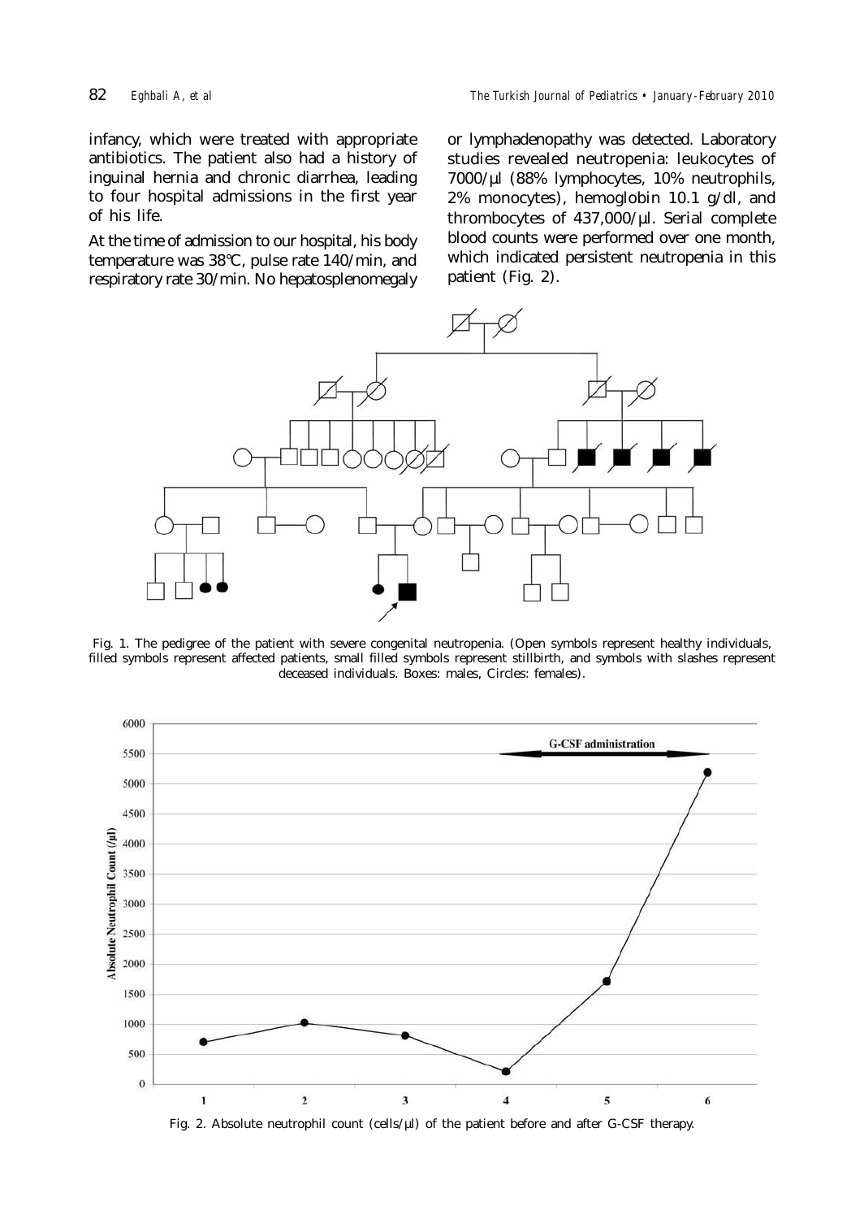infancy, which were treated with appropriate antibiotics. The patient also had a history of inguinal hernia and chronic diarrhea, leading to four hospital admissions in the first year of his life.

At the time of admission to our hospital, his body temperature was 38°C, pulse rate 140/min, and respiratory rate 30/min. No hepatosplenomegaly or lymphadenopathy was detected. Laboratory studies revealed neutropenia: leukocytes of 7000/µl (88% lymphocytes, 10% neutrophils, 2% monocytes), hemoglobin 10.1 g/dl, and thrombocytes of 437,000/µl. Serial complete blood counts were performed over one month, which indicated persistent neutropenia in this patient (Fig. 2).

Fig. 1. The pedigree of the patient with severe congenital neutropenia. (Open symbols represent healthy individuals, filled symbols represent affected patients, small filled symbols represent stillbirth, and symbols with slashes represent deceased individuals. Boxes: males, Circles: females).

Fig. 2. Absolute neutrophil count (cells/µl) of the patient before and after G-CSF therapy.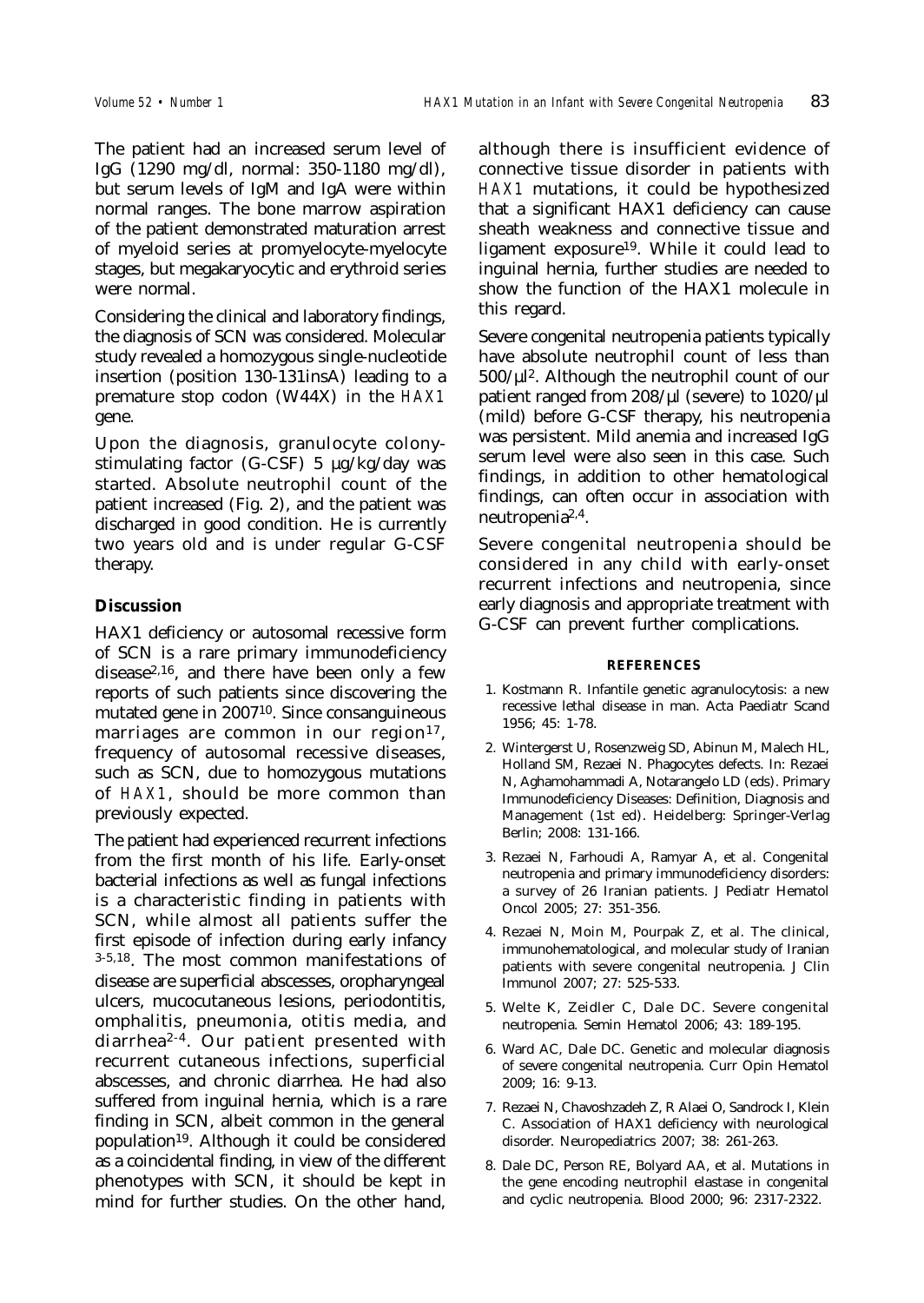The patient had an increased serum level of IgG (1290 mg/dl, normal: 350-1180 mg/dl), but serum levels of IgM and IgA were within normal ranges. The bone marrow aspiration of the patient demonstrated maturation arrest of myeloid series at promyelocyte-myelocyte stages, but megakaryocytic and erythroid series were normal.

Considering the clinical and laboratory findings, the diagnosis of SCN was considered. Molecular study revealed a homozygous single-nucleotide insertion (position 130-131insA) leading to a premature stop codon (W44X) in the *HAX1* gene.

Upon the diagnosis, granulocyte colony-stimulating factor (G-CSF) 5 µg/kg/day was started. Absolute neutrophil count of the patient increased (Fig. 2), and the patient was discharged in good condition. He is currently two years old and is under regular G-CSF therapy.

## Discussion

HAX1 deficiency or autosomal recessive form of SCN is a rare primary immunodeficiency disease[2,16], and there have been only a few reports of such patients since discovering the mutated gene in 2007[10]. Since consanguineous marriages are common in our region[17], frequency of autosomal recessive diseases, such as SCN, due to homozygous mutations of *HAX1*, should be more common than previously expected.

The patient had experienced recurrent infections from the first month of his life. Early-onset bacterial infections as well as fungal infections is a characteristic finding in patients with SCN, while almost all patients suffer the first episode of infection during early infancy [3-5,18]. The most common manifestations of disease are superficial abscesses, oropharyngeal ulcers, mucocutaneous lesions, periodontitis, omphalitis, pneumonia, otitis media, and diarrhea[2-4]. Our patient presented with recurrent cutaneous infections, superficial abscesses, and chronic diarrhea. He had also suffered from inguinal hernia, which is a rare finding in SCN, albeit common in the general population[19]. Although it could be considered as a coincidental finding, in view of the different phenotypes with SCN, it should be kept in mind for further studies. On the other hand, although there is insufficient evidence of connective tissue disorder in patients with *HAX1* mutations, it could be hypothesized that a significant HAX1 deficiency can cause sheath weakness and connective tissue and ligament exposure[19]. While it could lead to inguinal hernia, further studies are needed to show the function of the HAX1 molecule in this regard.

Severe congenital neutropenia patients typically have absolute neutrophil count of less than 500/µl[2]. Although the neutrophil count of our patient ranged from 208/µl (severe) to 1020/µl (mild) before G-CSF therapy, his neutropenia was persistent. Mild anemia and increased IgG serum level were also seen in this case. Such findings, in addition to other hematological findings, can often occur in association with neutropenia[2,4].

Severe congenital neutropenia should be considered in any child with early-onset recurrent infections and neutropenia, since early diagnosis and appropriate treatment with G-CSF can prevent further complications.

## REFERENCES

1. Kostmann R. Infantile genetic agranulocytosis: a new recessive lethal disease in man. Acta Paediatr Scand 1956; 45: 1-78.
2. Wintergerst U, Rosenzweig SD, Abinun M, Malech HL, Holland SM, Rezaei N. Phagocytes defects. In: Rezaei N, Aghamohammadi A, Notarangelo LD (eds). Primary Immunodeficiency Diseases: Definition, Diagnosis and Management (1st ed). Heidelberg: Springer-Verlag Berlin; 2008: 131-166.
3. Rezaei N, Farhoudi A, Ramyar A, et al. Congenital neutropenia and primary immunodeficiency disorders: a survey of 26 Iranian patients. J Pediatr Hematol Oncol 2005; 27: 351-356.
4. Rezaei N, Moin M, Pourpak Z, et al. The clinical, immunohematological, and molecular study of Iranian patients with severe congenital neutropenia. J Clin Immunol 2007; 27: 525-533.
5. Welte K, Zeidler C, Dale DC. Severe congenital neutropenia. Semin Hematol 2006; 43: 189-195.
6. Ward AC, Dale DC. Genetic and molecular diagnosis of severe congenital neutropenia. Curr Opin Hematol 2009; 16: 9-13.
7. Rezaei N, Chavoshzadeh Z, R Alaei O, Sandrock I, Klein C. Association of HAX1 deficiency with neurological disorder. Neuropediatrics 2007; 38: 261-263.
8. Dale DC, Person RE, Bolyard AA, et al. Mutations in the gene encoding neutrophil elastase in congenital and cyclic neutropenia. Blood 2000; 96: 2317-2322.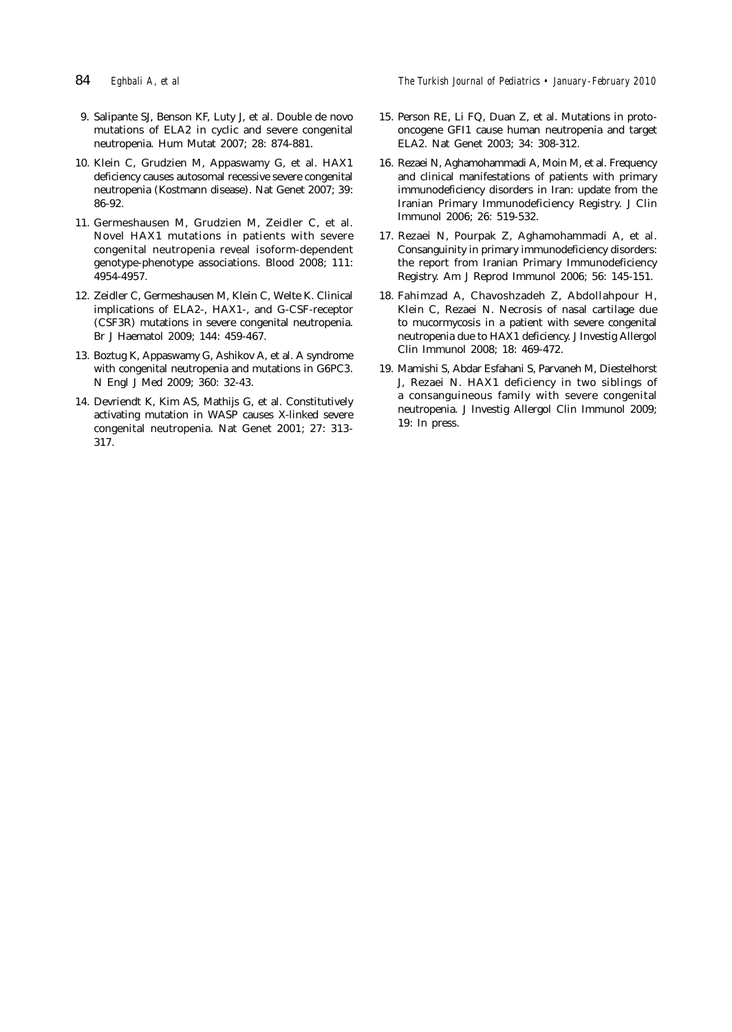9. Salipante SJ, Benson KF, Luty J, et al. Double de novo mutations of ELA2 in cyclic and severe congenital neutropenia. Hum Mutat 2007; 28: 874-881.
10. Klein C, Grudzien M, Appaswamy G, et al. HAX1 deficiency causes autosomal recessive severe congenital neutropenia (Kostmann disease). Nat Genet 2007; 39: 86-92.
11. Germeshausen M, Grudzien M, Zeidler C, et al. Novel HAX1 mutations in patients with severe congenital neutropenia reveal isoform-dependent genotype-phenotype associations. Blood 2008; 111: 4954-4957.
12. Zeidler C, Germeshausen M, Klein C, Welte K. Clinical implications of ELA2-, HAX1-, and G-CSF-receptor (CSF3R) mutations in severe congenital neutropenia. Br J Haematol 2009; 144: 459-467.
13. Boztug K, Appaswamy G, Ashikov A, et al. A syndrome with congenital neutropenia and mutations in G6PC3. N Engl J Med 2009; 360: 32-43.
14. Devriendt K, Kim AS, Mathijs G, et al. Constitutively activating mutation in WASP causes X-linked severe congenital neutropenia. Nat Genet 2001; 27: 313-317.
15. Person RE, Li FQ, Duan Z, et al. Mutations in proto-oncogene GFI1 cause human neutropenia and target ELA2. Nat Genet 2003; 34: 308-312.
16. Rezaei N, Aghamohammadi A, Moin M, et al. Frequency and clinical manifestations of patients with primary immunodeficiency disorders in Iran: update from the Iranian Primary Immunodeficiency Registry. J Clin Immunol 2006; 26: 519-532.
17. Rezaei N, Pourpak Z, Aghamohammadi A, et al. Consanguinity in primary immunodeficiency disorders: the report from Iranian Primary Immunodeficiency Registry. Am J Reprod Immunol 2006; 56: 145-151.
18. Fahimzad A, Chavoshzadeh Z, Abdollahpour H, Klein C, Rezaei N. Necrosis of nasal cartilage due to mucormycosis in a patient with severe congenital neutropenia due to HAX1 deficiency. J Investig Allergol Clin Immunol 2008; 18: 469-472.
19. Mamishi S, Abdar Esfahani S, Parvaneh M, Diestelhorst J, Rezaei N. HAX1 deficiency in two siblings of a consanguineous family with severe congenital neutropenia. J Investig Allergol Clin Immunol 2009; 19: In press.